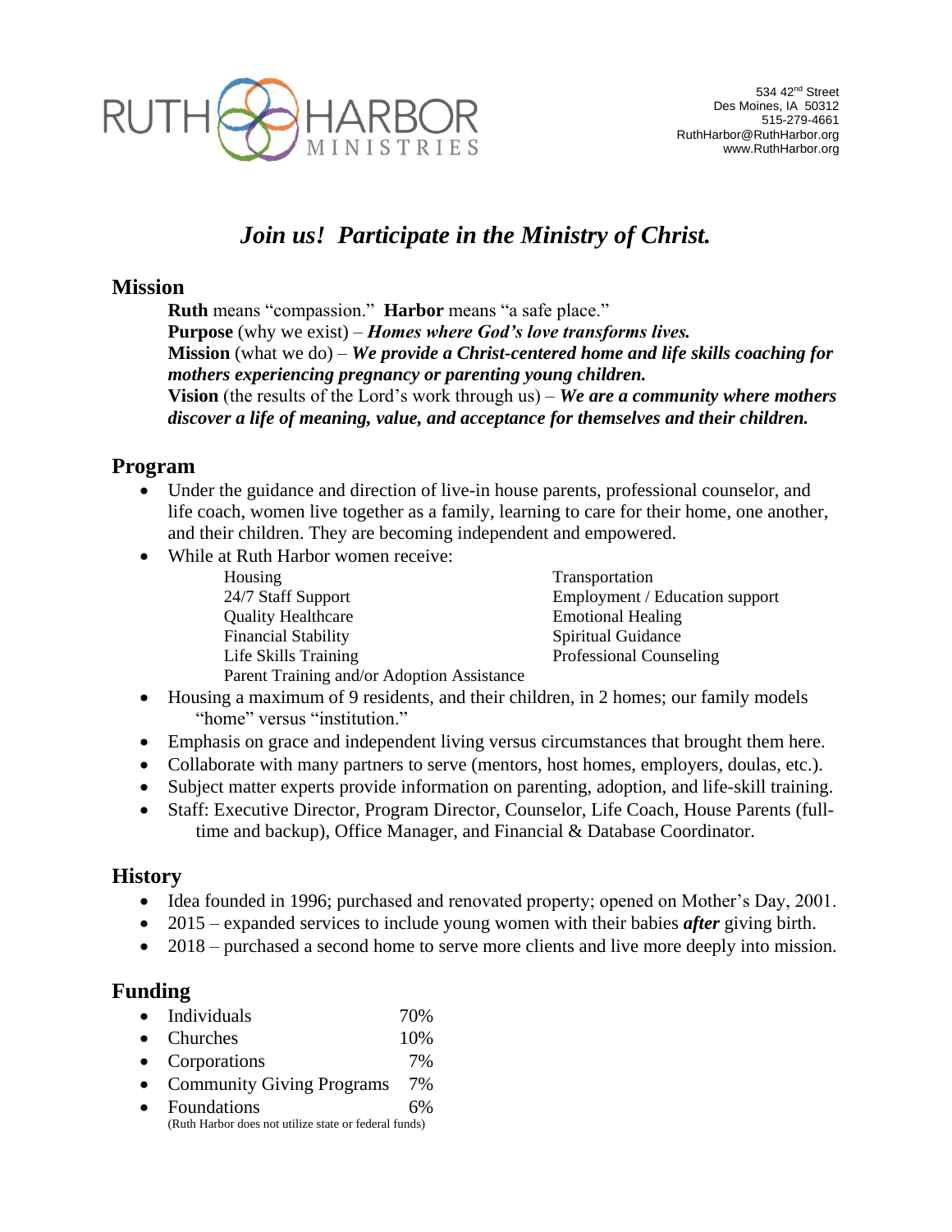RUTH HARBOR MINISTRIES

534 42nd Street
Des Moines, IA 50312
515-279-4661
RuthHarbor@RuthHarbor.org
www.RuthHarbor.org

# *Join us! Participate in the Ministry of Christ.*

## Mission

**Ruth** means "compassion." **Harbor** means "a safe place."
**Purpose** (why we exist) – ***Homes where God's love transforms lives.***
**Mission** (what we do) – ***We provide a Christ-centered home and life skills coaching for mothers experiencing pregnancy or parenting young children.***
**Vision** (the results of the Lord's work through us) – ***We are a community where mothers discover a life of meaning, value, and acceptance for themselves and their children.***

## Program

- Under the guidance and direction of live-in house parents, professional counselor, and life coach, women live together as a family, learning to care for their home, one another, and their children. They are becoming independent and empowered.
- While at Ruth Harbor women receive:
  - Housing
  - 24/7 Staff Support
  - Quality Healthcare
  - Financial Stability
  - Life Skills Training
  - Transportation
  - Employment / Education support
  - Emotional Healing
  - Spiritual Guidance
  - Professional Counseling
  - Parent Training and/or Adoption Assistance
- Housing a maximum of 9 residents, and their children, in 2 homes; our family models "home" versus "institution."
- Emphasis on grace and independent living versus circumstances that brought them here.
- Collaborate with many partners to serve (mentors, host homes, employers, doulas, etc.).
- Subject matter experts provide information on parenting, adoption, and life-skill training.
- Staff: Executive Director, Program Director, Counselor, Life Coach, House Parents (full-time and backup), Office Manager, and Financial & Database Coordinator.

## History

- Idea founded in 1996; purchased and renovated property; opened on Mother's Day, 2001.
- 2015 – expanded services to include young women with their babies ***after*** giving birth.
- 2018 – purchased a second home to serve more clients and live more deeply into mission.

## Funding

- Individuals 70%
- Churches 10%
- Corporations 7%
- Community Giving Programs 7%
- Foundations 6%

(Ruth Harbor does not utilize state or federal funds)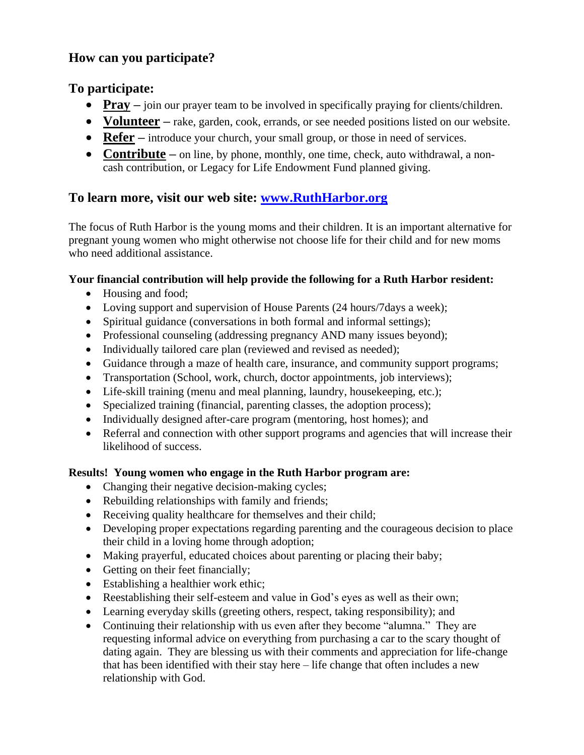## How can you participate?

## To participate:

- **Pray** – join our prayer team to be involved in specifically praying for clients/children.
- **Volunteer** – rake, garden, cook, errands, or see needed positions listed on our website.
- **Refer** – introduce your church, your small group, or those in need of services.
- **Contribute** – on line, by phone, monthly, one time, check, auto withdrawal, a non-cash contribution, or Legacy for Life Endowment Fund planned giving.

## To learn more, visit our web site: [www.RuthHarbor.org](http://www.RuthHarbor.org)

The focus of Ruth Harbor is the young moms and their children. It is an important alternative for pregnant young women who might otherwise not choose life for their child and for new moms who need additional assistance.

**Your financial contribution will help provide the following for a Ruth Harbor resident:**

- Housing and food;
- Loving support and supervision of House Parents (24 hours/7days a week);
- Spiritual guidance (conversations in both formal and informal settings);
- Professional counseling (addressing pregnancy AND many issues beyond);
- Individually tailored care plan (reviewed and revised as needed);
- Guidance through a maze of health care, insurance, and community support programs;
- Transportation (School, work, church, doctor appointments, job interviews);
- Life-skill training (menu and meal planning, laundry, housekeeping, etc.);
- Specialized training (financial, parenting classes, the adoption process);
- Individually designed after-care program (mentoring, host homes); and
- Referral and connection with other support programs and agencies that will increase their likelihood of success.

**Results! Young women who engage in the Ruth Harbor program are:**

- Changing their negative decision-making cycles;
- Rebuilding relationships with family and friends;
- Receiving quality healthcare for themselves and their child;
- Developing proper expectations regarding parenting and the courageous decision to place their child in a loving home through adoption;
- Making prayerful, educated choices about parenting or placing their baby;
- Getting on their feet financially;
- Establishing a healthier work ethic;
- Reestablishing their self-esteem and value in God's eyes as well as their own;
- Learning everyday skills (greeting others, respect, taking responsibility); and
- Continuing their relationship with us even after they become "alumna." They are requesting informal advice on everything from purchasing a car to the scary thought of dating again. They are blessing us with their comments and appreciation for life-change that has been identified with their stay here – life change that often includes a new relationship with God.